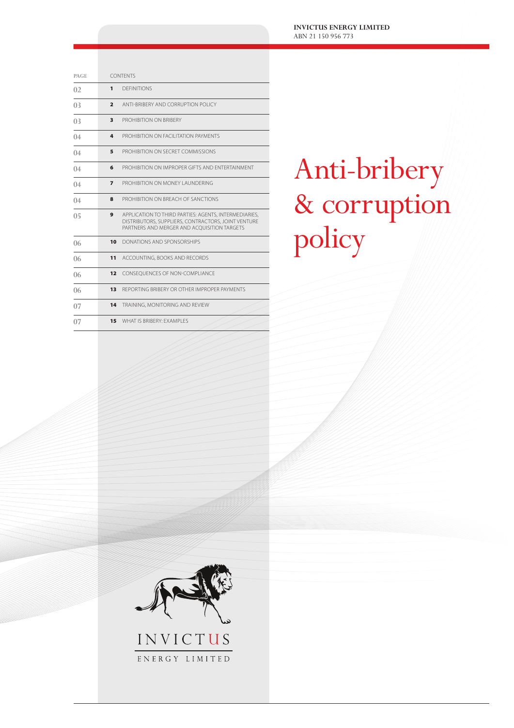**INVICTUS ENERGY LIMITED**
ABN 21 150 956 773

# Anti-bribery & corruption policy

| PAGE | | CONTENTS |
|---|---|---|
| 02 | 1 | DEFINITIONS |
| 03 | 2 | ANTI-BRIBERY AND CORRUPTION POLICY |
| 03 | 3 | PROHIBITION ON BRIBERY |
| 04 | 4 | PROHIBITION ON FACILITATION PAYMENTS |
| 04 | 5 | PROHIBITION ON SECRET COMMISSIONS |
| 04 | 6 | PROHIBITION ON IMPROPER GIFTS AND ENTERTAINMENT |
| 04 | 7 | PROHIBITION ON MONEY LAUNDERING |
| 04 | 8 | PROHIBITION ON BREACH OF SANCTIONS |
| 05 | 9 | APPLICATION TO THIRD PARTIES: AGENTS, INTERMEDIARIES, DISTRIBUTORS, SUPPLIERS, CONTRACTORS, JOINT VENTURE PARTNERS AND MERGER AND ACQUISITION TARGETS |
| 06 | 10 | DONATIONS AND SPONSORSHIPS |
| 06 | 11 | ACCOUNTING, BOOKS AND RECORDS |
| 06 | 12 | CONSEQUENCES OF NON-COMPLIANCE |
| 06 | 13 | REPORTING BRIBERY OR OTHER IMPROPER PAYMENTS |
| 07 | 14 | TRAINING, MONITORING AND REVIEW |
| 07 | 15 | WHAT IS BRIBERY: EXAMPLES |

INVICTUS
ENERGY LIMITED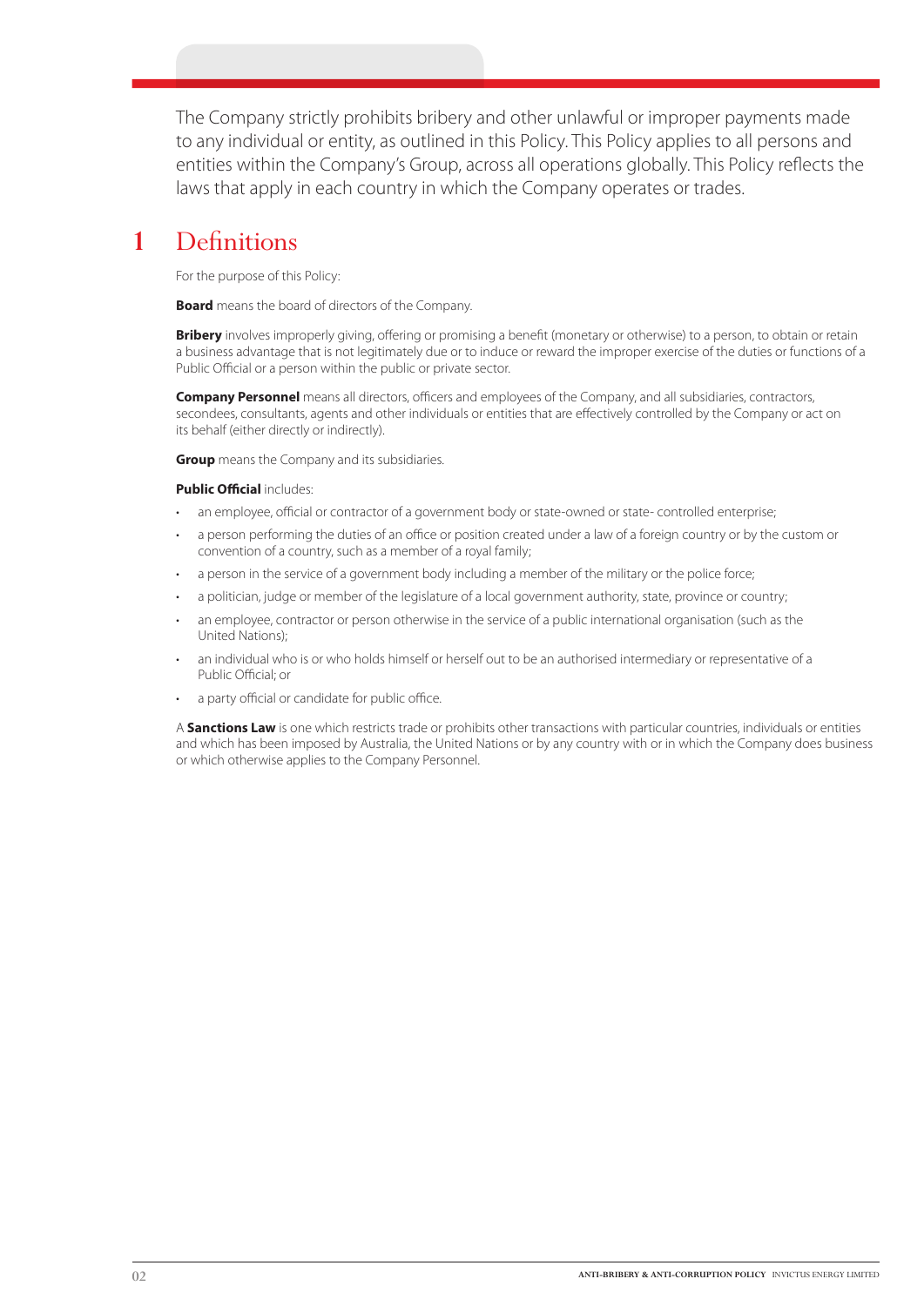The Company strictly prohibits bribery and other unlawful or improper payments made to any individual or entity, as outlined in this Policy. This Policy applies to all persons and entities within the Company's Group, across all operations globally. This Policy reflects the laws that apply in each country in which the Company operates or trades.

# 1 Definitions

For the purpose of this Policy:

**Board** means the board of directors of the Company.

**Bribery** involves improperly giving, offering or promising a benefit (monetary or otherwise) to a person, to obtain or retain a business advantage that is not legitimately due or to induce or reward the improper exercise of the duties or functions of a Public Official or a person within the public or private sector.

**Company Personnel** means all directors, officers and employees of the Company, and all subsidiaries, contractors, secondees, consultants, agents and other individuals or entities that are effectively controlled by the Company or act on its behalf (either directly or indirectly).

**Group** means the Company and its subsidiaries.

**Public Official** includes:

- an employee, official or contractor of a government body or state-owned or state- controlled enterprise;
- a person performing the duties of an office or position created under a law of a foreign country or by the custom or convention of a country, such as a member of a royal family;
- a person in the service of a government body including a member of the military or the police force;
- a politician, judge or member of the legislature of a local government authority, state, province or country;
- an employee, contractor or person otherwise in the service of a public international organisation (such as the United Nations);
- an individual who is or who holds himself or herself out to be an authorised intermediary or representative of a Public Official; or
- a party official or candidate for public office.

A **Sanctions Law** is one which restricts trade or prohibits other transactions with particular countries, individuals or entities and which has been imposed by Australia, the United Nations or by any country with or in which the Company does business or which otherwise applies to the Company Personnel.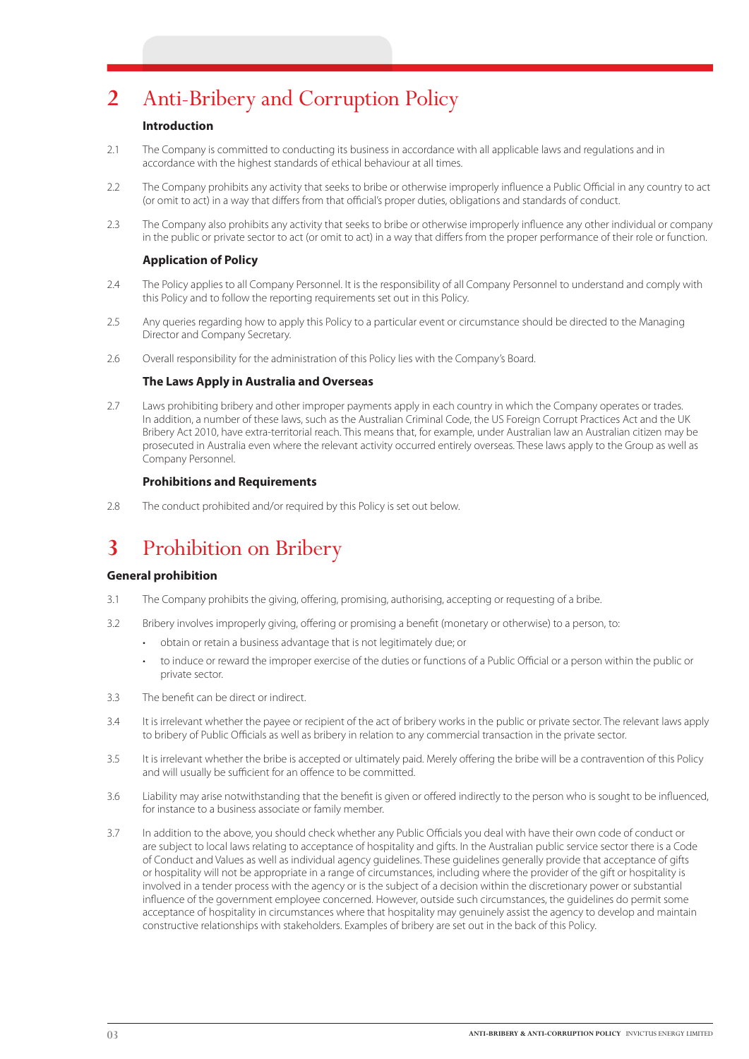# 2 Anti-Bribery and Corruption Policy

### Introduction

2.1 The Company is committed to conducting its business in accordance with all applicable laws and regulations and in accordance with the highest standards of ethical behaviour at all times.

2.2 The Company prohibits any activity that seeks to bribe or otherwise improperly influence a Public Official in any country to act (or omit to act) in a way that differs from that official's proper duties, obligations and standards of conduct.

2.3 The Company also prohibits any activity that seeks to bribe or otherwise improperly influence any other individual or company in the public or private sector to act (or omit to act) in a way that differs from the proper performance of their role or function.

### Application of Policy

2.4 The Policy applies to all Company Personnel. It is the responsibility of all Company Personnel to understand and comply with this Policy and to follow the reporting requirements set out in this Policy.

2.5 Any queries regarding how to apply this Policy to a particular event or circumstance should be directed to the Managing Director and Company Secretary.

2.6 Overall responsibility for the administration of this Policy lies with the Company's Board.

### The Laws Apply in Australia and Overseas

2.7 Laws prohibiting bribery and other improper payments apply in each country in which the Company operates or trades. In addition, a number of these laws, such as the Australian Criminal Code, the US Foreign Corrupt Practices Act and the UK Bribery Act 2010, have extra-territorial reach. This means that, for example, under Australian law an Australian citizen may be prosecuted in Australia even where the relevant activity occurred entirely overseas. These laws apply to the Group as well as Company Personnel.

### Prohibitions and Requirements

2.8 The conduct prohibited and/or required by this Policy is set out below.

# 3 Prohibition on Bribery

### General prohibition

3.1 The Company prohibits the giving, offering, promising, authorising, accepting or requesting of a bribe.

3.2 Bribery involves improperly giving, offering or promising a benefit (monetary or otherwise) to a person, to:

- obtain or retain a business advantage that is not legitimately due; or
- to induce or reward the improper exercise of the duties or functions of a Public Official or a person within the public or private sector.

3.3 The benefit can be direct or indirect.

3.4 It is irrelevant whether the payee or recipient of the act of bribery works in the public or private sector. The relevant laws apply to bribery of Public Officials as well as bribery in relation to any commercial transaction in the private sector.

3.5 It is irrelevant whether the bribe is accepted or ultimately paid. Merely offering the bribe will be a contravention of this Policy and will usually be sufficient for an offence to be committed.

3.6 Liability may arise notwithstanding that the benefit is given or offered indirectly to the person who is sought to be influenced, for instance to a business associate or family member.

3.7 In addition to the above, you should check whether any Public Officials you deal with have their own code of conduct or are subject to local laws relating to acceptance of hospitality and gifts. In the Australian public service sector there is a Code of Conduct and Values as well as individual agency guidelines. These guidelines generally provide that acceptance of gifts or hospitality will not be appropriate in a range of circumstances, including where the provider of the gift or hospitality is involved in a tender process with the agency or is the subject of a decision within the discretionary power or substantial influence of the government employee concerned. However, outside such circumstances, the guidelines do permit some acceptance of hospitality in circumstances where that hospitality may genuinely assist the agency to develop and maintain constructive relationships with stakeholders. Examples of bribery are set out in the back of this Policy.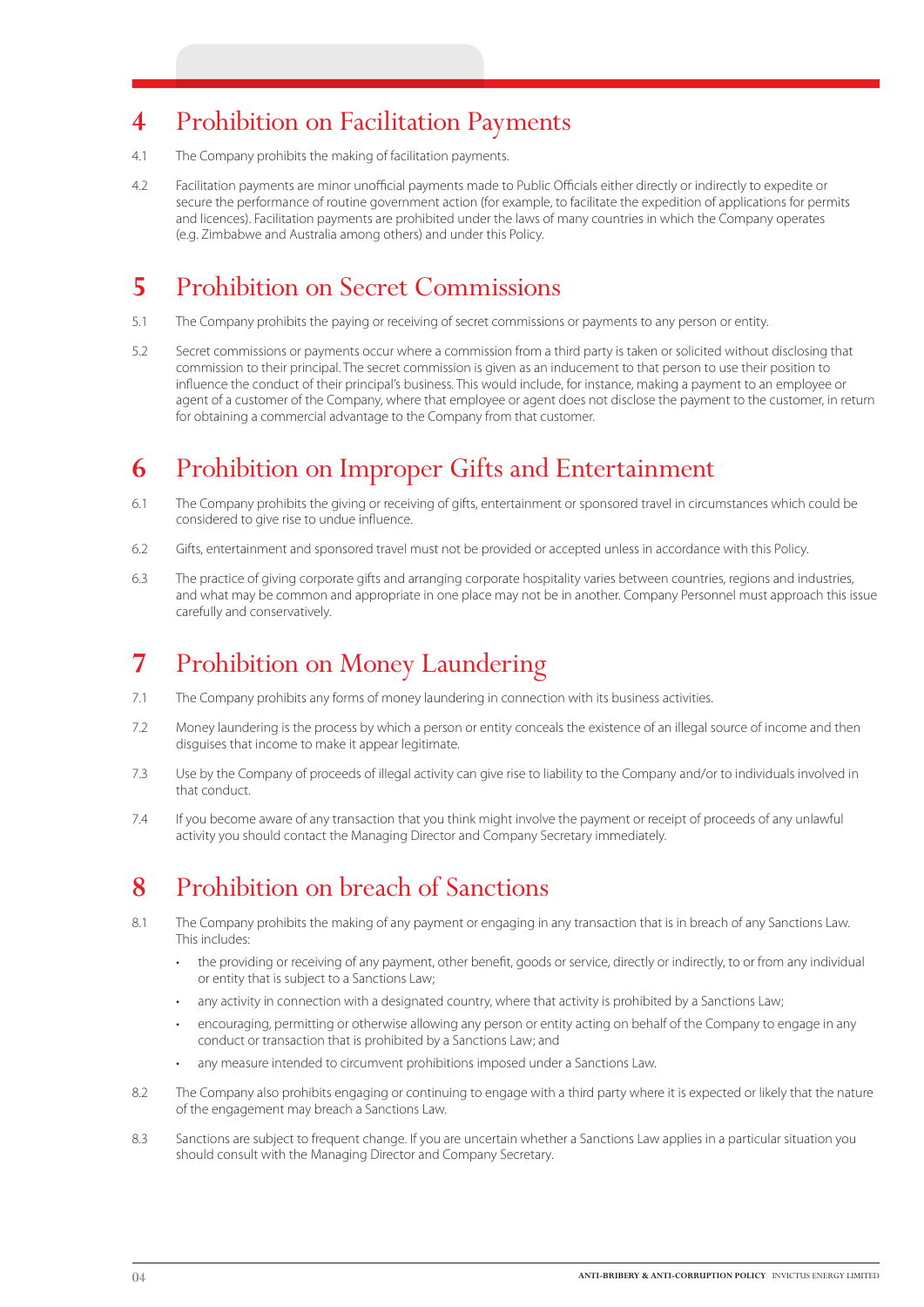## 4 Prohibition on Facilitation Payments

4.1 The Company prohibits the making of facilitation payments.

4.2 Facilitation payments are minor unofficial payments made to Public Officials either directly or indirectly to expedite or secure the performance of routine government action (for example, to facilitate the expedition of applications for permits and licences). Facilitation payments are prohibited under the laws of many countries in which the Company operates (e.g. Zimbabwe and Australia among others) and under this Policy.

## 5 Prohibition on Secret Commissions

5.1 The Company prohibits the paying or receiving of secret commissions or payments to any person or entity.

5.2 Secret commissions or payments occur where a commission from a third party is taken or solicited without disclosing that commission to their principal. The secret commission is given as an inducement to that person to use their position to influence the conduct of their principal's business. This would include, for instance, making a payment to an employee or agent of a customer of the Company, where that employee or agent does not disclose the payment to the customer, in return for obtaining a commercial advantage to the Company from that customer.

## 6 Prohibition on Improper Gifts and Entertainment

6.1 The Company prohibits the giving or receiving of gifts, entertainment or sponsored travel in circumstances which could be considered to give rise to undue influence.

6.2 Gifts, entertainment and sponsored travel must not be provided or accepted unless in accordance with this Policy.

6.3 The practice of giving corporate gifts and arranging corporate hospitality varies between countries, regions and industries, and what may be common and appropriate in one place may not be in another. Company Personnel must approach this issue carefully and conservatively.

## 7 Prohibition on Money Laundering

7.1 The Company prohibits any forms of money laundering in connection with its business activities.

7.2 Money laundering is the process by which a person or entity conceals the existence of an illegal source of income and then disguises that income to make it appear legitimate.

7.3 Use by the Company of proceeds of illegal activity can give rise to liability to the Company and/or to individuals involved in that conduct.

7.4 If you become aware of any transaction that you think might involve the payment or receipt of proceeds of any unlawful activity you should contact the Managing Director and Company Secretary immediately.

## 8 Prohibition on breach of Sanctions

8.1 The Company prohibits the making of any payment or engaging in any transaction that is in breach of any Sanctions Law. This includes:

- the providing or receiving of any payment, other benefit, goods or service, directly or indirectly, to or from any individual or entity that is subject to a Sanctions Law;
- any activity in connection with a designated country, where that activity is prohibited by a Sanctions Law;
- encouraging, permitting or otherwise allowing any person or entity acting on behalf of the Company to engage in any conduct or transaction that is prohibited by a Sanctions Law; and
- any measure intended to circumvent prohibitions imposed under a Sanctions Law.

8.2 The Company also prohibits engaging or continuing to engage with a third party where it is expected or likely that the nature of the engagement may breach a Sanctions Law.

8.3 Sanctions are subject to frequent change. If you are uncertain whether a Sanctions Law applies in a particular situation you should consult with the Managing Director and Company Secretary.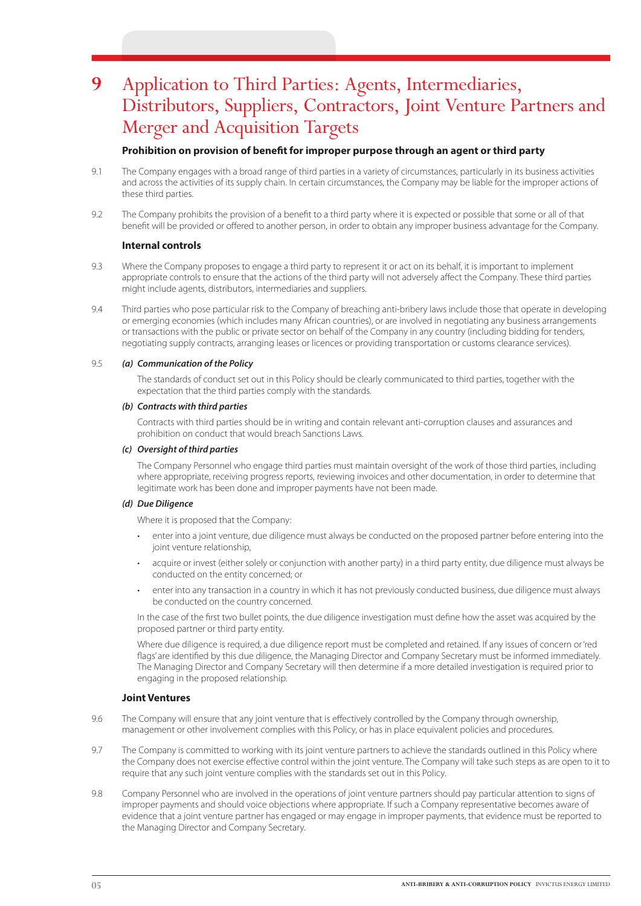# 9 Application to Third Parties: Agents, Intermediaries, Distributors, Suppliers, Contractors, Joint Venture Partners and Merger and Acquisition Targets

### Prohibition on provision of benefit for improper purpose through an agent or third party

9.1 The Company engages with a broad range of third parties in a variety of circumstances, particularly in its business activities and across the activities of its supply chain. In certain circumstances, the Company may be liable for the improper actions of these third parties.

9.2 The Company prohibits the provision of a benefit to a third party where it is expected or possible that some or all of that benefit will be provided or offered to another person, in order to obtain any improper business advantage for the Company.

### Internal controls

9.3 Where the Company proposes to engage a third party to represent it or act on its behalf, it is important to implement appropriate controls to ensure that the actions of the third party will not adversely affect the Company. These third parties might include agents, distributors, intermediaries and suppliers.

9.4 Third parties who pose particular risk to the Company of breaching anti-bribery laws include those that operate in developing or emerging economies (which includes many African countries), or are involved in negotiating any business arrangements or transactions with the public or private sector on behalf of the Company in any country (including bidding for tenders, negotiating supply contracts, arranging leases or licences or providing transportation or customs clearance services).

9.5 ***(a) Communication of the Policy***

The standards of conduct set out in this Policy should be clearly communicated to third parties, together with the expectation that the third parties comply with the standards.

***(b) Contracts with third parties***

Contracts with third parties should be in writing and contain relevant anti-corruption clauses and assurances and prohibition on conduct that would breach Sanctions Laws.

***(c) Oversight of third parties***

The Company Personnel who engage third parties must maintain oversight of the work of those third parties, including where appropriate, receiving progress reports, reviewing invoices and other documentation, in order to determine that legitimate work has been done and improper payments have not been made.

***(d) Due Diligence***

Where it is proposed that the Company:

- enter into a joint venture, due diligence must always be conducted on the proposed partner before entering into the joint venture relationship,
- acquire or invest (either solely or conjunction with another party) in a third party entity, due diligence must always be conducted on the entity concerned; or
- enter into any transaction in a country in which it has not previously conducted business, due diligence must always be conducted on the country concerned.

In the case of the first two bullet points, the due diligence investigation must define how the asset was acquired by the proposed partner or third party entity.

Where due diligence is required, a due diligence report must be completed and retained. If any issues of concern or 'red flags' are identified by this due diligence, the Managing Director and Company Secretary must be informed immediately. The Managing Director and Company Secretary will then determine if a more detailed investigation is required prior to engaging in the proposed relationship.

### Joint Ventures

9.6 The Company will ensure that any joint venture that is effectively controlled by the Company through ownership, management or other involvement complies with this Policy, or has in place equivalent policies and procedures.

9.7 The Company is committed to working with its joint venture partners to achieve the standards outlined in this Policy where the Company does not exercise effective control within the joint venture. The Company will take such steps as are open to it to require that any such joint venture complies with the standards set out in this Policy.

9.8 Company Personnel who are involved in the operations of joint venture partners should pay particular attention to signs of improper payments and should voice objections where appropriate. If such a Company representative becomes aware of evidence that a joint venture partner has engaged or may engage in improper payments, that evidence must be reported to the Managing Director and Company Secretary.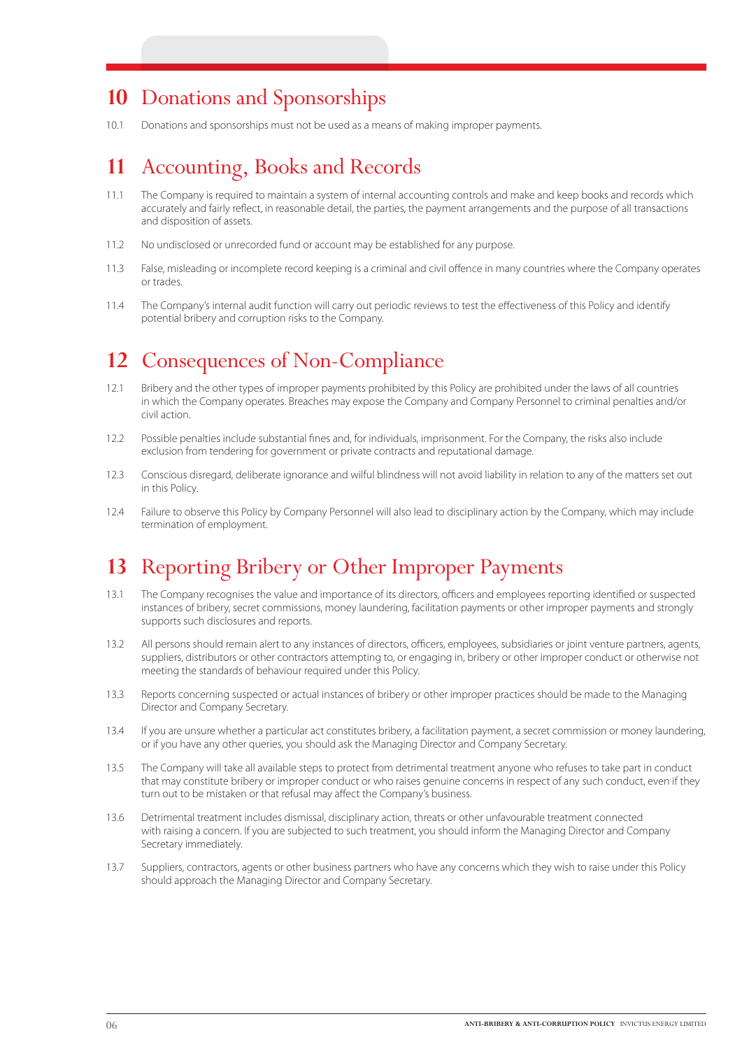# 10 Donations and Sponsorships

10.1 Donations and sponsorships must not be used as a means of making improper payments.

# 11 Accounting, Books and Records

11.1 The Company is required to maintain a system of internal accounting controls and make and keep books and records which accurately and fairly reflect, in reasonable detail, the parties, the payment arrangements and the purpose of all transactions and disposition of assets.

11.2 No undisclosed or unrecorded fund or account may be established for any purpose.

11.3 False, misleading or incomplete record keeping is a criminal and civil offence in many countries where the Company operates or trades.

11.4 The Company's internal audit function will carry out periodic reviews to test the effectiveness of this Policy and identify potential bribery and corruption risks to the Company.

# 12 Consequences of Non-Compliance

12.1 Bribery and the other types of improper payments prohibited by this Policy are prohibited under the laws of all countries in which the Company operates. Breaches may expose the Company and Company Personnel to criminal penalties and/or civil action.

12.2 Possible penalties include substantial fines and, for individuals, imprisonment. For the Company, the risks also include exclusion from tendering for government or private contracts and reputational damage.

12.3 Conscious disregard, deliberate ignorance and wilful blindness will not avoid liability in relation to any of the matters set out in this Policy.

12.4 Failure to observe this Policy by Company Personnel will also lead to disciplinary action by the Company, which may include termination of employment.

# 13 Reporting Bribery or Other Improper Payments

13.1 The Company recognises the value and importance of its directors, officers and employees reporting identified or suspected instances of bribery, secret commissions, money laundering, facilitation payments or other improper payments and strongly supports such disclosures and reports.

13.2 All persons should remain alert to any instances of directors, officers, employees, subsidiaries or joint venture partners, agents, suppliers, distributors or other contractors attempting to, or engaging in, bribery or other improper conduct or otherwise not meeting the standards of behaviour required under this Policy.

13.3 Reports concerning suspected or actual instances of bribery or other improper practices should be made to the Managing Director and Company Secretary.

13.4 If you are unsure whether a particular act constitutes bribery, a facilitation payment, a secret commission or money laundering, or if you have any other queries, you should ask the Managing Director and Company Secretary.

13.5 The Company will take all available steps to protect from detrimental treatment anyone who refuses to take part in conduct that may constitute bribery or improper conduct or who raises genuine concerns in respect of any such conduct, even if they turn out to be mistaken or that refusal may affect the Company's business.

13.6 Detrimental treatment includes dismissal, disciplinary action, threats or other unfavourable treatment connected with raising a concern. If you are subjected to such treatment, you should inform the Managing Director and Company Secretary immediately.

13.7 Suppliers, contractors, agents or other business partners who have any concerns which they wish to raise under this Policy should approach the Managing Director and Company Secretary.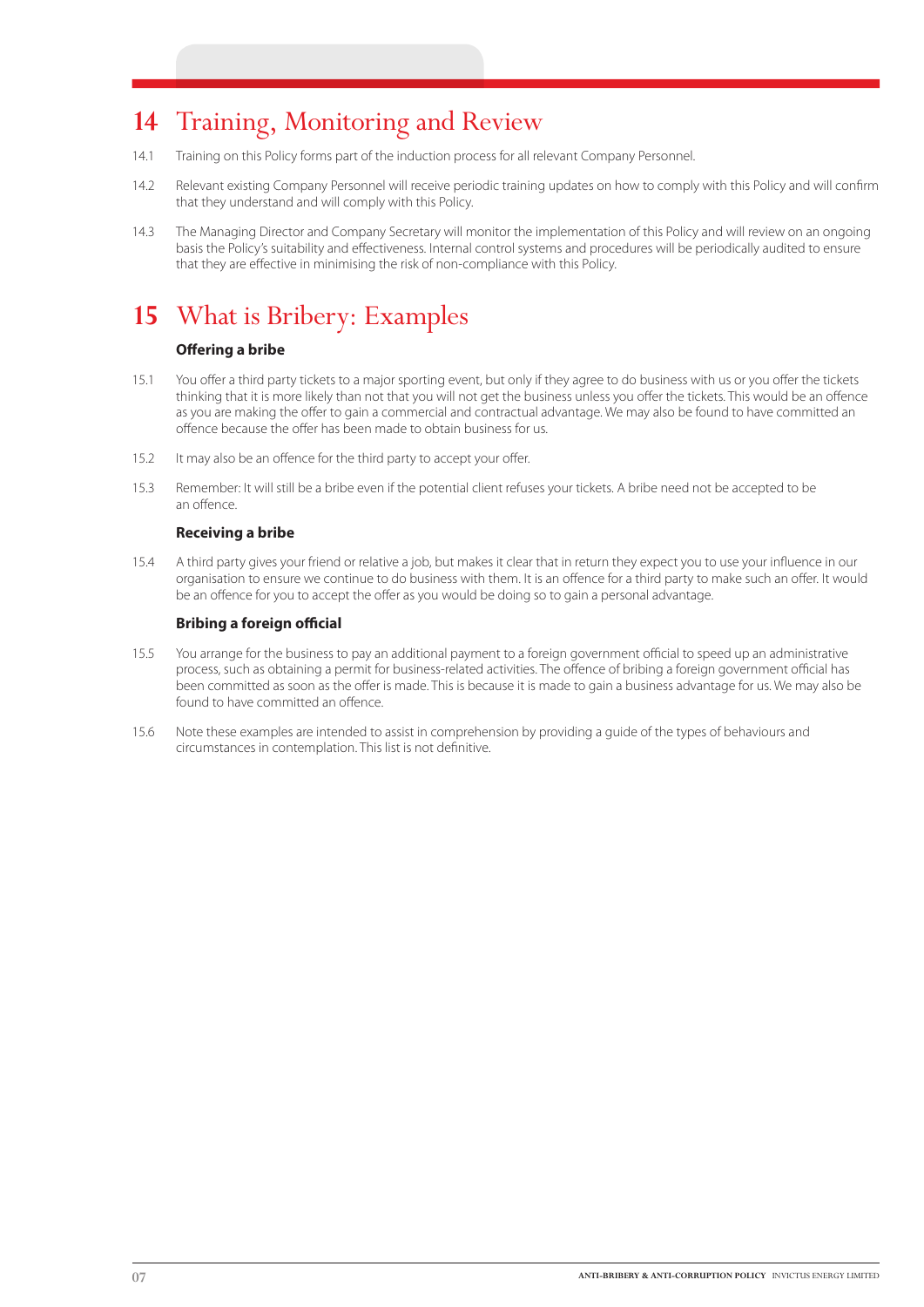# 14 Training, Monitoring and Review

14.1 Training on this Policy forms part of the induction process for all relevant Company Personnel.

14.2 Relevant existing Company Personnel will receive periodic training updates on how to comply with this Policy and will confirm that they understand and will comply with this Policy.

14.3 The Managing Director and Company Secretary will monitor the implementation of this Policy and will review on an ongoing basis the Policy's suitability and effectiveness. Internal control systems and procedures will be periodically audited to ensure that they are effective in minimising the risk of non-compliance with this Policy.

# 15 What is Bribery: Examples

**Offering a bribe**

15.1 You offer a third party tickets to a major sporting event, but only if they agree to do business with us or you offer the tickets thinking that it is more likely than not that you will not get the business unless you offer the tickets. This would be an offence as you are making the offer to gain a commercial and contractual advantage. We may also be found to have committed an offence because the offer has been made to obtain business for us.

15.2 It may also be an offence for the third party to accept your offer.

15.3 Remember: It will still be a bribe even if the potential client refuses your tickets. A bribe need not be accepted to be an offence.

**Receiving a bribe**

15.4 A third party gives your friend or relative a job, but makes it clear that in return they expect you to use your influence in our organisation to ensure we continue to do business with them. It is an offence for a third party to make such an offer. It would be an offence for you to accept the offer as you would be doing so to gain a personal advantage.

**Bribing a foreign official**

15.5 You arrange for the business to pay an additional payment to a foreign government official to speed up an administrative process, such as obtaining a permit for business-related activities. The offence of bribing a foreign government official has been committed as soon as the offer is made. This is because it is made to gain a business advantage for us. We may also be found to have committed an offence.

15.6 Note these examples are intended to assist in comprehension by providing a guide of the types of behaviours and circumstances in contemplation. This list is not definitive.